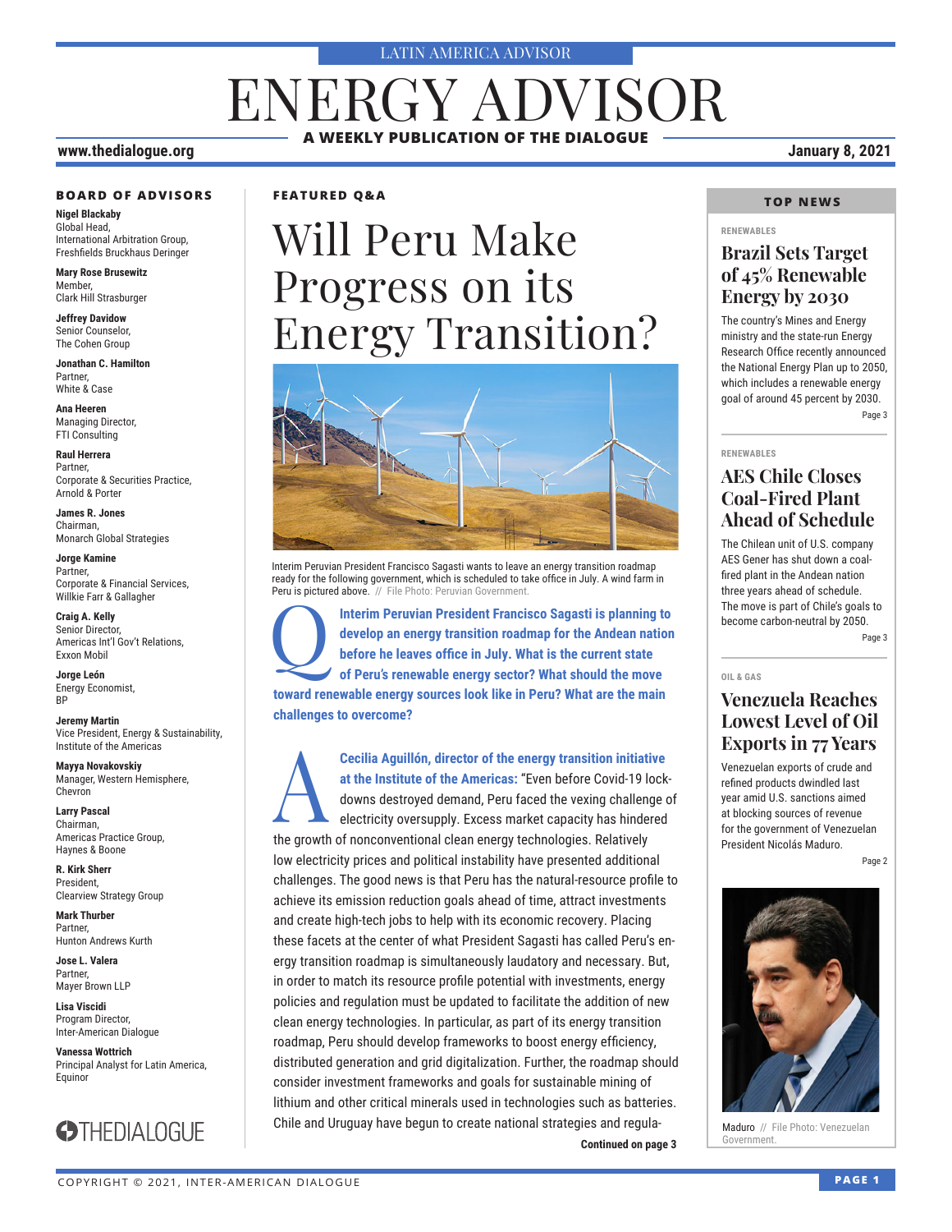LATIN AMERICA ADVISOR

# ENERGY ADVISOR

**A WEEKLY PUBLICATION OF THE DIALOGUE**

www.thedialogue.org

January 8, 2021

### BOARD OF ADVISORS

**Nigel Blackaby**
Global Head,
International Arbitration Group,
Freshfields Bruckhaus Deringer

**Mary Rose Brusewitz**
Member,
Clark Hill Strasburger

**Jeffrey Davidow**
Senior Counselor,
The Cohen Group

**Jonathan C. Hamilton**
Partner,
White & Case

**Ana Heeren**
Managing Director,
FTI Consulting

**Raul Herrera**
Partner,
Corporate & Securities Practice,
Arnold & Porter

**James R. Jones**
Chairman,
Monarch Global Strategies

**Jorge Kamine**
Partner,
Corporate & Financial Services,
Willkie Farr & Gallagher

**Craig A. Kelly**
Senior Director,
Americas Int'l Gov't Relations,
Exxon Mobil

**Jorge León**
Energy Economist,
BP

**Jeremy Martin**
Vice President, Energy & Sustainability,
Institute of the Americas

**Mayya Novakovskiy**
Manager, Western Hemisphere,
Chevron

**Larry Pascal**
Chairman,
Americas Practice Group,
Haynes & Boone

**R. Kirk Sherr**
President,
Clearview Strategy Group

**Mark Thurber**
Partner,
Hunton Andrews Kurth

**Jose L. Valera**
Partner,
Mayer Brown LLP

**Lisa Viscidi**
Program Director,
Inter-American Dialogue

**Vanessa Wottrich**
Principal Analyst for Latin America,
Equinor

THEDIALOGUE

**FEATURED Q&A**

## Will Peru Make Progress on its Energy Transition?

Interim Peruvian President Francisco Sagasti wants to leave an energy transition roadmap ready for the following government, which is scheduled to take office in July. A wind farm in Peru is pictured above. // File Photo: Peruvian Government.

**Q** **Interim Peruvian President Francisco Sagasti is planning to develop an energy transition roadmap for the Andean nation before he leaves office in July. What is the current state of Peru's renewable energy sector? What should the move toward renewable energy sources look like in Peru? What are the main challenges to overcome?**

**A** **Cecilia Aguillón, director of the energy transition initiative at the Institute of the Americas:** "Even before Covid-19 lockdowns destroyed demand, Peru faced the vexing challenge of electricity oversupply. Excess market capacity has hindered the growth of nonconventional clean energy technologies. Relatively low electricity prices and political instability have presented additional challenges. The good news is that Peru has the natural-resource profile to achieve its emission reduction goals ahead of time, attract investments and create high-tech jobs to help with its economic recovery. Placing these facets at the center of what President Sagasti has called Peru's energy transition roadmap is simultaneously laudatory and necessary. But, in order to match its resource profile potential with investments, energy policies and regulation must be updated to facilitate the addition of new clean energy technologies. In particular, as part of its energy transition roadmap, Peru should develop frameworks to boost energy efficiency, distributed generation and grid digitalization. Further, the roadmap should consider investment frameworks and goals for sustainable mining of lithium and other critical minerals used in technologies such as batteries. Chile and Uruguay have begun to create national strategies and regula-

**Continued on page 3**

### TOP NEWS

**RENEWABLES**

#### Brazil Sets Target of 45% Renewable Energy by 2030

The country's Mines and Energy ministry and the state-run Energy Research Office recently announced the National Energy Plan up to 2050, which includes a renewable energy goal of around 45 percent by 2030.

Page 3

**RENEWABLES**

#### AES Chile Closes Coal-Fired Plant Ahead of Schedule

The Chilean unit of U.S. company AES Gener has shut down a coal-fired plant in the Andean nation three years ahead of schedule. The move is part of Chile's goals to become carbon-neutral by 2050.

Page 3

**OIL & GAS**

#### Venezuela Reaches Lowest Level of Oil Exports in 77 Years

Venezuelan exports of crude and refined products dwindled last year amid U.S. sanctions aimed at blocking sources of revenue for the government of Venezuelan President Nicolás Maduro.

Page 2

Maduro // File Photo: Venezuelan Government.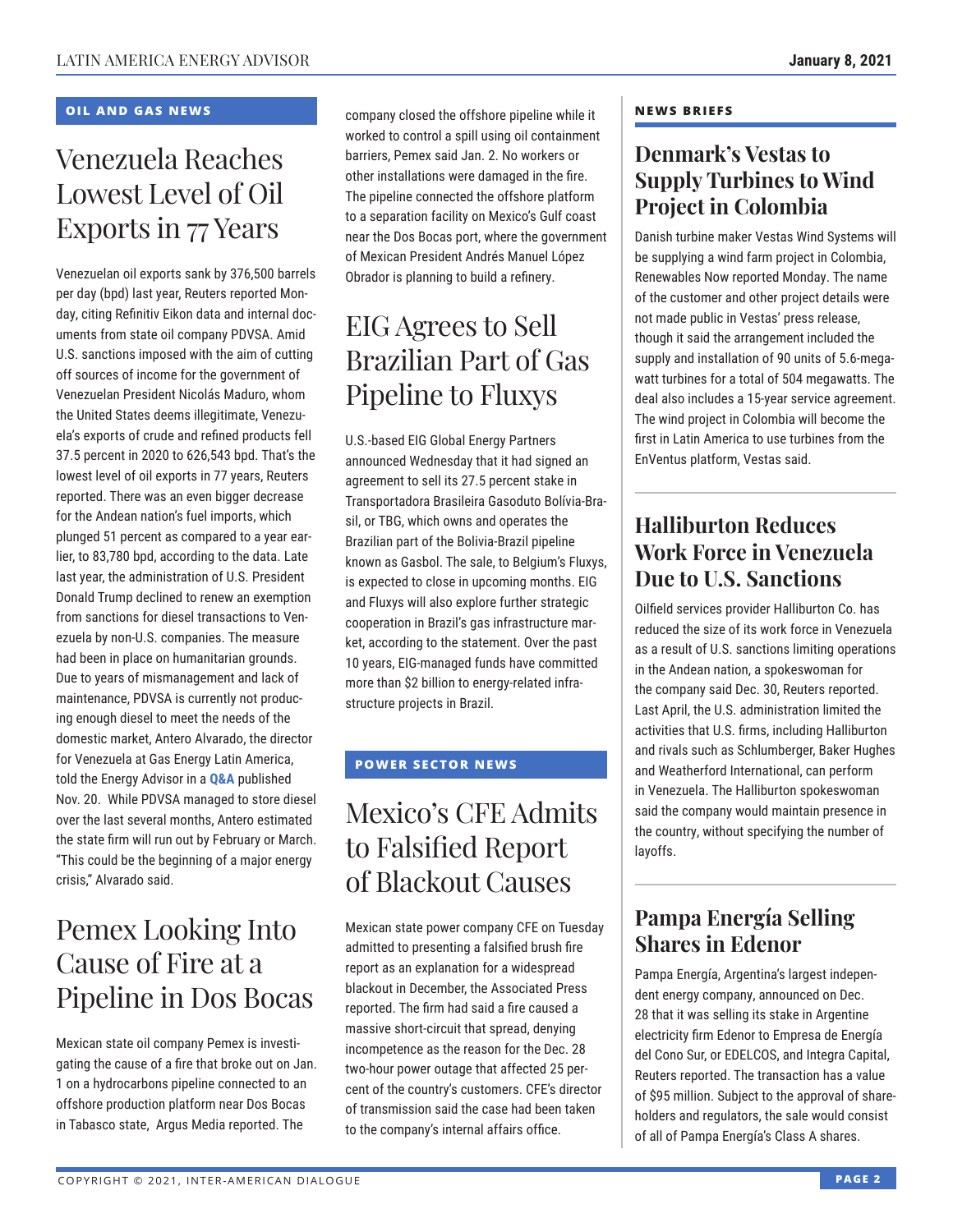## OIL AND GAS NEWS

# Venezuela Reaches Lowest Level of Oil Exports in 77 Years

Venezuelan oil exports sank by 376,500 barrels per day (bpd) last year, Reuters reported Monday, citing Refinitiv Eikon data and internal documents from state oil company PDVSA. Amid U.S. sanctions imposed with the aim of cutting off sources of income for the government of Venezuelan President Nicolás Maduro, whom the United States deems illegitimate, Venezuela's exports of crude and refined products fell 37.5 percent in 2020 to 626,543 bpd. That's the lowest level of oil exports in 77 years, Reuters reported. There was an even bigger decrease for the Andean nation's fuel imports, which plunged 51 percent as compared to a year earlier, to 83,780 bpd, according to the data. Late last year, the administration of U.S. President Donald Trump declined to renew an exemption from sanctions for diesel transactions to Venezuela by non-U.S. companies. The measure had been in place on humanitarian grounds. Due to years of mismanagement and lack of maintenance, PDVSA is currently not producing enough diesel to meet the needs of the domestic market, Antero Alvarado, the director for Venezuela at Gas Energy Latin America, told the Energy Advisor in a **Q&A** published Nov. 20. While PDVSA managed to store diesel over the last several months, Antero estimated the state firm will run out by February or March. "This could be the beginning of a major energy crisis," Alvarado said.

# Pemex Looking Into Cause of Fire at a Pipeline in Dos Bocas

Mexican state oil company Pemex is investigating the cause of a fire that broke out on Jan. 1 on a hydrocarbons pipeline connected to an offshore production platform near Dos Bocas in Tabasco state, Argus Media reported. The company closed the offshore pipeline while it worked to control a spill using oil containment barriers, Pemex said Jan. 2. No workers or other installations were damaged in the fire. The pipeline connected the offshore platform to a separation facility on Mexico's Gulf coast near the Dos Bocas port, where the government of Mexican President Andrés Manuel López Obrador is planning to build a refinery.

# EIG Agrees to Sell Brazilian Part of Gas Pipeline to Fluxys

U.S.-based EIG Global Energy Partners announced Wednesday that it had signed an agreement to sell its 27.5 percent stake in Transportadora Brasileira Gasoduto Bolívia-Brasil, or TBG, which owns and operates the Brazilian part of the Bolivia-Brazil pipeline known as Gasbol. The sale, to Belgium's Fluxys, is expected to close in upcoming months. EIG and Fluxys will also explore further strategic cooperation in Brazil's gas infrastructure market, according to the statement. Over the past 10 years, EIG-managed funds have committed more than $2 billion to energy-related infrastructure projects in Brazil.

## POWER SECTOR NEWS

# Mexico's CFE Admits to Falsified Report of Blackout Causes

Mexican state power company CFE on Tuesday admitted to presenting a falsified brush fire report as an explanation for a widespread blackout in December, the Associated Press reported. The firm had said a fire caused a massive short-circuit that spread, denying incompetence as the reason for the Dec. 28 two-hour power outage that affected 25 percent of the country's customers. CFE's director of transmission said the case had been taken to the company's internal affairs office.

## NEWS BRIEFS

### Denmark's Vestas to Supply Turbines to Wind Project in Colombia

Danish turbine maker Vestas Wind Systems will be supplying a wind farm project in Colombia, Renewables Now reported Monday. The name of the customer and other project details were not made public in Vestas' press release, though it said the arrangement included the supply and installation of 90 units of 5.6-megawatt turbines for a total of 504 megawatts. The deal also includes a 15-year service agreement. The wind project in Colombia will become the first in Latin America to use turbines from the EnVentus platform, Vestas said.

### Halliburton Reduces Work Force in Venezuela Due to U.S. Sanctions

Oilfield services provider Halliburton Co. has reduced the size of its work force in Venezuela as a result of U.S. sanctions limiting operations in the Andean nation, a spokeswoman for the company said Dec. 30, Reuters reported. Last April, the U.S. administration limited the activities that U.S. firms, including Halliburton and rivals such as Schlumberger, Baker Hughes and Weatherford International, can perform in Venezuela. The Halliburton spokeswoman said the company would maintain presence in the country, without specifying the number of layoffs.

### Pampa Energía Selling Shares in Edenor

Pampa Energía, Argentina's largest independent energy company, announced on Dec. 28 that it was selling its stake in Argentine electricity firm Edenor to Empresa de Energía del Cono Sur, or EDELCOS, and Integra Capital, Reuters reported. The transaction has a value of $95 million. Subject to the approval of shareholders and regulators, the sale would consist of all of Pampa Energía's Class A shares.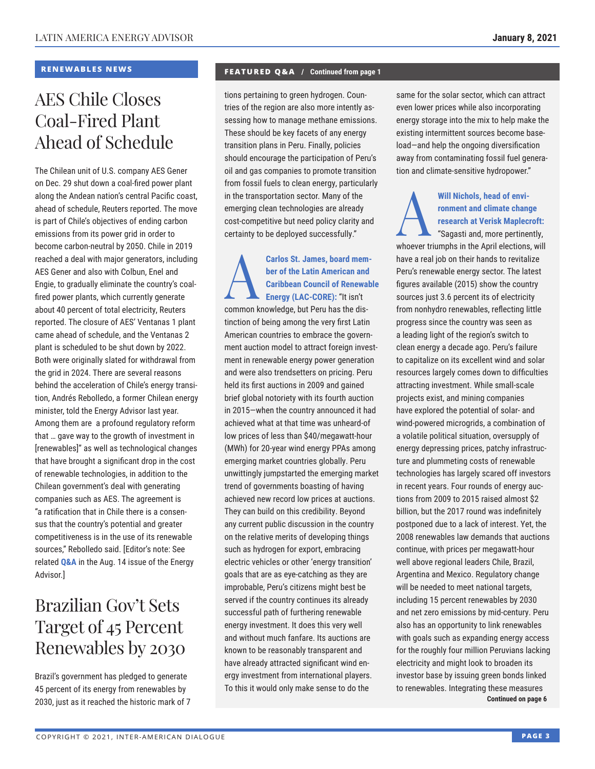## RENEWABLES NEWS

# AES Chile Closes Coal-Fired Plant Ahead of Schedule

The Chilean unit of U.S. company AES Gener on Dec. 29 shut down a coal-fired power plant along the Andean nation's central Pacific coast, ahead of schedule, Reuters reported. The move is part of Chile's objectives of ending carbon emissions from its power grid in order to become carbon-neutral by 2050. Chile in 2019 reached a deal with major generators, including AES Gener and also with Colbun, Enel and Engie, to gradually eliminate the country's coal-fired power plants, which currently generate about 40 percent of total electricity, Reuters reported. The closure of AES' Ventanas 1 plant came ahead of schedule, and the Ventanas 2 plant is scheduled to be shut down by 2022. Both were originally slated for withdrawal from the grid in 2024. There are several reasons behind the acceleration of Chile's energy transition, Andrés Rebolledo, a former Chilean energy minister, told the Energy Advisor last year. Among them are a profound regulatory reform that … gave way to the growth of investment in [renewables]" as well as technological changes that have brought a significant drop in the cost of renewable technologies, in addition to the Chilean government's deal with generating companies such as AES. The agreement is "a ratification that in Chile there is a consensus that the country's potential and greater competitiveness is in the use of its renewable sources," Rebolledo said. [Editor's note: See related **Q&A** in the Aug. 14 issue of the Energy Advisor.]

# Brazilian Gov't Sets Target of 45 Percent Renewables by 2030

Brazil's government has pledged to generate 45 percent of its energy from renewables by 2030, just as it reached the historic mark of 7

## FEATURED Q&A / Continued from page 1

tions pertaining to green hydrogen. Countries of the region are also more intently assessing how to manage methane emissions. These should be key facets of any energy transition plans in Peru. Finally, policies should encourage the participation of Peru's oil and gas companies to promote transition from fossil fuels to clean energy, particularly in the transportation sector. Many of the emerging clean technologies are already cost-competitive but need policy clarity and certainty to be deployed successfully."

**A** **Carlos St. James, board member of the Latin American and Caribbean Council of Renewable Energy (LAC-CORE):** "It isn't common knowledge, but Peru has the distinction of being among the very first Latin American countries to embrace the government auction model to attract foreign investment in renewable energy power generation and were also trendsetters on pricing. Peru held its first auctions in 2009 and gained brief global notoriety with its fourth auction in 2015—when the country announced it had achieved what at that time was unheard-of low prices of less than $40/megawatt-hour (MWh) for 20-year wind energy PPAs among emerging market countries globally. Peru unwittingly jumpstarted the emerging market trend of governments boasting of having achieved new record low prices at auctions. They can build on this credibility. Beyond any current public discussion in the country on the relative merits of developing things such as hydrogen for export, embracing electric vehicles or other 'energy transition' goals that are as eye-catching as they are improbable, Peru's citizens might best be served if the country continues its already successful path of furthering renewable energy investment. It does this very well and without much fanfare. Its auctions are known to be reasonably transparent and have already attracted significant wind energy investment from international players. To this it would only make sense to do the same for the solar sector, which can attract even lower prices while also incorporating energy storage into the mix to help make the existing intermittent sources become baseload—and help the ongoing diversification away from contaminating fossil fuel generation and climate-sensitive hydropower."

**A** **Will Nichols, head of environment and climate change research at Verisk Maplecroft:** "Sagasti and, more pertinently, whoever triumphs in the April elections, will have a real job on their hands to revitalize Peru's renewable energy sector. The latest figures available (2015) show the country sources just 3.6 percent its of electricity from nonhydro renewables, reflecting little progress since the country was seen as a leading light of the region's switch to clean energy a decade ago. Peru's failure to capitalize on its excellent wind and solar resources largely comes down to difficulties attracting investment. While small-scale projects exist, and mining companies have explored the potential of solar- and wind-powered microgrids, a combination of a volatile political situation, oversupply of energy depressing prices, patchy infrastructure and plummeting costs of renewable technologies elsewhere has largely scared off investors in recent years. Four rounds of energy auctions from 2009 to 2015 raised almost $2 billion, but the 2017 round was indefinitely postponed due to a lack of interest. Yet, the 2008 renewables law demands that auctions continue, with prices per megawatt-hour well above regional leaders Chile, Brazil, Argentina and Mexico. Regulatory change will be needed to meet national targets, including 15 percent renewables by 2030 and net zero emissions by mid-century. Peru also has an opportunity to link renewables with goals such as expanding energy access for the roughly four million Peruvians lacking electricity and might look to broaden its investor base by issuing green bonds linked to renewables. Integrating these measures

Continued on page 6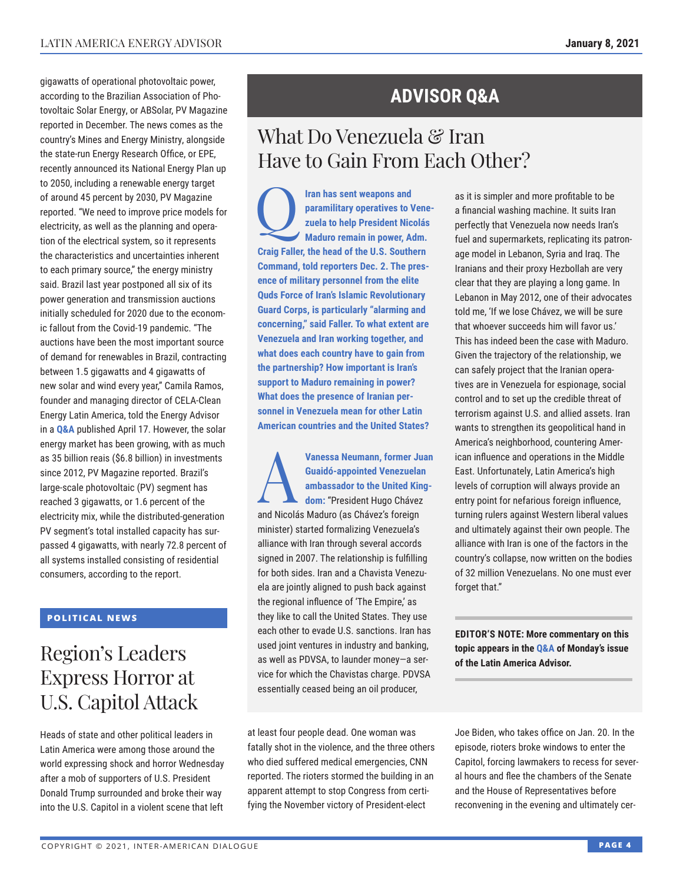gigawatts of operational photovoltaic power, according to the Brazilian Association of Photovoltaic Solar Energy, or ABSolar, PV Magazine reported in December. The news comes as the country's Mines and Energy Ministry, alongside the state-run Energy Research Office, or EPE, recently announced its National Energy Plan up to 2050, including a renewable energy target of around 45 percent by 2030, PV Magazine reported. "We need to improve price models for electricity, as well as the planning and operation of the electrical system, so it represents the characteristics and uncertainties inherent to each primary source," the energy ministry said. Brazil last year postponed all six of its power generation and transmission auctions initially scheduled for 2020 due to the economic fallout from the Covid-19 pandemic. "The auctions have been the most important source of demand for renewables in Brazil, contracting between 1.5 gigawatts and 4 gigawatts of new solar and wind every year," Camila Ramos, founder and managing director of CELA-Clean Energy Latin America, told the Energy Advisor in a **Q&A** published April 17. However, the solar energy market has been growing, with as much as 35 billion reais ($6.8 billion) in investments since 2012, PV Magazine reported. Brazil's large-scale photovoltaic (PV) segment has reached 3 gigawatts, or 1.6 percent of the electricity mix, while the distributed-generation PV segment's total installed capacity has surpassed 4 gigawatts, with nearly 72.8 percent of all systems installed consisting of residential consumers, according to the report.

**POLITICAL NEWS**

# Region's Leaders Express Horror at U.S. Capitol Attack

Heads of state and other political leaders in Latin America were among those around the world expressing shock and horror Wednesday after a mob of supporters of U.S. President Donald Trump surrounded and broke their way into the U.S. Capitol in a violent scene that left at least four people dead. One woman was fatally shot in the violence, and the three others who died suffered medical emergencies, CNN reported. The rioters stormed the building in an apparent attempt to stop Congress from certifying the November victory of President-elect Joe Biden, who takes office on Jan. 20. In the episode, rioters broke windows to enter the Capitol, forcing lawmakers to recess for several hours and flee the chambers of the Senate and the House of Representatives before reconvening in the evening and ultimately cer-

## ADVISOR Q&A

# What Do Venezuela & Iran Have to Gain From Each Other?

**Q Iran has sent weapons and paramilitary operatives to Venezuela to help President Nicolás Maduro remain in power, Adm. Craig Faller, the head of the U.S. Southern Command, told reporters Dec. 2. The presence of military personnel from the elite Quds Force of Iran's Islamic Revolutionary Guard Corps, is particularly "alarming and concerning," said Faller. To what extent are Venezuela and Iran working together, and what does each country have to gain from the partnership? How important is Iran's support to Maduro remaining in power? What does the presence of Iranian personnel in Venezuela mean for other Latin American countries and the United States?**

**A Vanessa Neumann, former Juan Guaidó-appointed Venezuelan ambassador to the United Kingdom:** "President Hugo Chávez and Nicolás Maduro (as Chávez's foreign minister) started formalizing Venezuela's alliance with Iran through several accords signed in 2007. The relationship is fulfilling for both sides. Iran and a Chavista Venezuela are jointly aligned to push back against the regional influence of 'The Empire,' as they like to call the United States. They use each other to evade U.S. sanctions. Iran has used joint ventures in industry and banking, as well as PDVSA, to launder money—a service for which the Chavistas charge. PDVSA essentially ceased being an oil producer, as it is simpler and more profitable to be a financial washing machine. It suits Iran perfectly that Venezuela now needs Iran's fuel and supermarkets, replicating its patronage model in Lebanon, Syria and Iraq. The Iranians and their proxy Hezbollah are very clear that they are playing a long game. In Lebanon in May 2012, one of their advocates told me, 'If we lose Chávez, we will be sure that whoever succeeds him will favor us.' This has indeed been the case with Maduro. Given the trajectory of the relationship, we can safely project that the Iranian operatives are in Venezuela for espionage, social control and to set up the credible threat of terrorism against U.S. and allied assets. Iran wants to strengthen its geopolitical hand in America's neighborhood, countering American influence and operations in the Middle East. Unfortunately, Latin America's high levels of corruption will always provide an entry point for nefarious foreign influence, turning rulers against Western liberal values and ultimately against their own people. The alliance with Iran is one of the factors in the country's collapse, now written on the bodies of 32 million Venezuelans. No one must ever forget that."

**EDITOR'S NOTE: More commentary on this topic appears in the Q&A of Monday's issue of the Latin America Advisor.**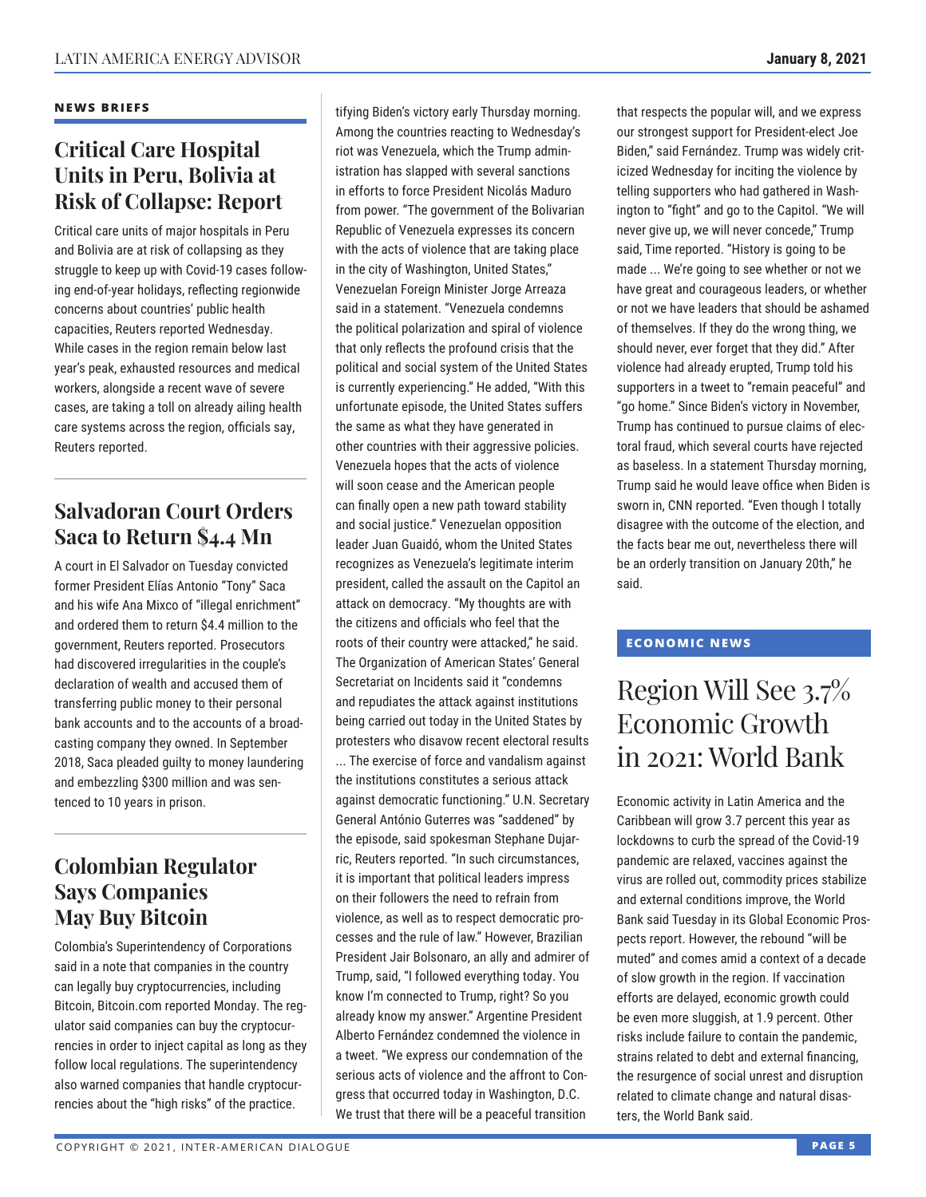## NEWS BRIEFS

### Critical Care Hospital Units in Peru, Bolivia at Risk of Collapse: Report

Critical care units of major hospitals in Peru and Bolivia are at risk of collapsing as they struggle to keep up with Covid-19 cases following end-of-year holidays, reflecting regionwide concerns about countries' public health capacities, Reuters reported Wednesday. While cases in the region remain below last year's peak, exhausted resources and medical workers, alongside a recent wave of severe cases, are taking a toll on already ailing health care systems across the region, officials say, Reuters reported.

### Salvadoran Court Orders Saca to Return $4.4 Mn

A court in El Salvador on Tuesday convicted former President Elías Antonio "Tony" Saca and his wife Ana Mixco of "illegal enrichment" and ordered them to return $4.4 million to the government, Reuters reported. Prosecutors had discovered irregularities in the couple's declaration of wealth and accused them of transferring public money to their personal bank accounts and to the accounts of a broadcasting company they owned. In September 2018, Saca pleaded guilty to money laundering and embezzling $300 million and was sentenced to 10 years in prison.

### Colombian Regulator Says Companies May Buy Bitcoin

Colombia's Superintendency of Corporations said in a note that companies in the country can legally buy cryptocurrencies, including Bitcoin, Bitcoin.com reported Monday. The regulator said companies can buy the cryptocurrencies in order to inject capital as long as they follow local regulations. The superintendency also warned companies that handle cryptocurrencies about the "high risks" of the practice.

tifying Biden's victory early Thursday morning. Among the countries reacting to Wednesday's riot was Venezuela, which the Trump administration has slapped with several sanctions in efforts to force President Nicolás Maduro from power. "The government of the Bolivarian Republic of Venezuela expresses its concern with the acts of violence that are taking place in the city of Washington, United States," Venezuelan Foreign Minister Jorge Arreaza said in a statement. "Venezuela condemns the political polarization and spiral of violence that only reflects the profound crisis that the political and social system of the United States is currently experiencing." He added, "With this unfortunate episode, the United States suffers the same as what they have generated in other countries with their aggressive policies. Venezuela hopes that the acts of violence will soon cease and the American people can finally open a new path toward stability and social justice." Venezuelan opposition leader Juan Guaidó, whom the United States recognizes as Venezuela's legitimate interim president, called the assault on the Capitol an attack on democracy. "My thoughts are with the citizens and officials who feel that the roots of their country were attacked," he said. The Organization of American States' General Secretariat on Incidents said it "condemns and repudiates the attack against institutions being carried out today in the United States by protesters who disavow recent electoral results ... The exercise of force and vandalism against the institutions constitutes a serious attack against democratic functioning." U.N. Secretary General António Guterres was "saddened" by the episode, said spokesman Stephane Dujarric, Reuters reported. "In such circumstances, it is important that political leaders impress on their followers the need to refrain from violence, as well as to respect democratic processes and the rule of law." However, Brazilian President Jair Bolsonaro, an ally and admirer of Trump, said, "I followed everything today. You know I'm connected to Trump, right? So you already know my answer." Argentine President Alberto Fernández condemned the violence in a tweet. "We express our condemnation of the serious acts of violence and the affront to Congress that occurred today in Washington, D.C. We trust that there will be a peaceful transition that respects the popular will, and we express our strongest support for President-elect Joe Biden," said Fernández. Trump was widely criticized Wednesday for inciting the violence by telling supporters who had gathered in Washington to "fight" and go to the Capitol. "We will never give up, we will never concede," Trump said, Time reported. "History is going to be made ... We're going to see whether or not we have great and courageous leaders, or whether or not we have leaders that should be ashamed of themselves. If they do the wrong thing, we should never, ever forget that they did." After violence had already erupted, Trump told his supporters in a tweet to "remain peaceful" and "go home." Since Biden's victory in November, Trump has continued to pursue claims of electoral fraud, which several courts have rejected as baseless. In a statement Thursday morning, Trump said he would leave office when Biden is sworn in, CNN reported. "Even though I totally disagree with the outcome of the election, and the facts bear me out, nevertheless there will be an orderly transition on January 20th," he said.

## ECONOMIC NEWS

### Region Will See 3.7% Economic Growth in 2021: World Bank

Economic activity in Latin America and the Caribbean will grow 3.7 percent this year as lockdowns to curb the spread of the Covid-19 pandemic are relaxed, vaccines against the virus are rolled out, commodity prices stabilize and external conditions improve, the World Bank said Tuesday in its Global Economic Prospects report. However, the rebound "will be muted" and comes amid a context of a decade of slow growth in the region. If vaccination efforts are delayed, economic growth could be even more sluggish, at 1.9 percent. Other risks include failure to contain the pandemic, strains related to debt and external financing, the resurgence of social unrest and disruption related to climate change and natural disasters, the World Bank said.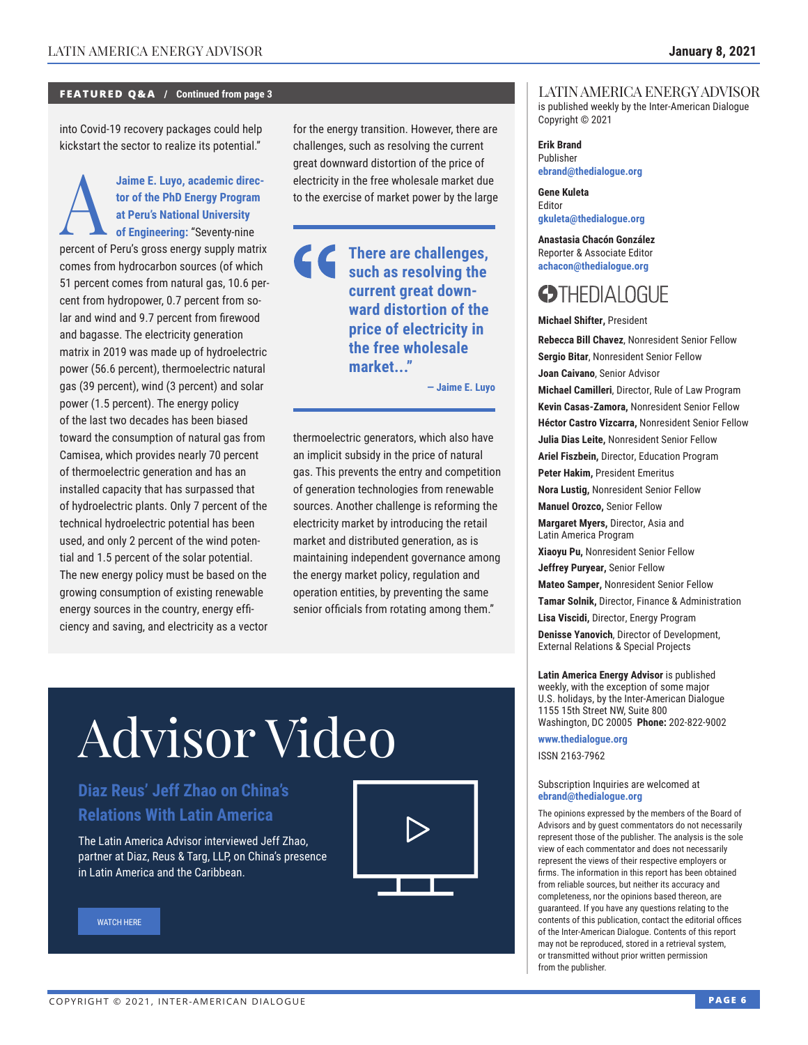**FEATURED Q&A / Continued from page 3**

into Covid-19 recovery packages could help kickstart the sector to realize its potential."

**A**

**Jaime E. Luyo, academic director of the PhD Energy Program at Peru's National University of Engineering:** "Seventy-nine percent of Peru's gross energy supply matrix comes from hydrocarbon sources (of which 51 percent comes from natural gas, 10.6 percent from hydropower, 0.7 percent from solar and wind and 9.7 percent from firewood and bagasse. The electricity generation matrix in 2019 was made up of hydroelectric power (56.6 percent), thermoelectric natural gas (39 percent), wind (3 percent) and solar power (1.5 percent). The energy policy of the last two decades has been biased toward the consumption of natural gas from Camisea, which provides nearly 70 percent of thermoelectric generation and has an installed capacity that has surpassed that of hydroelectric plants. Only 7 percent of the technical hydroelectric potential has been used, and only 2 percent of the wind potential and 1.5 percent of the solar potential. The new energy policy must be based on the growing consumption of existing renewable energy sources in the country, energy efficiency and saving, and electricity as a vector for the energy transition. However, there are challenges, such as resolving the current great downward distortion of the price of electricity in the free wholesale market due to the exercise of market power by the large thermoelectric generators, which also have an implicit subsidy in the price of natural gas. This prevents the entry and competition of generation technologies from renewable sources. Another challenge is reforming the electricity market by introducing the retail market and distributed generation, as is maintaining independent governance among the energy market policy, regulation and operation entities, by preventing the same senior officials from rotating among them."

> **There are challenges, such as resolving the current great downward distortion of the price of electricity in the free wholesale market..."**
>
> **— Jaime E. Luyo**

# Advisor Video

## Diaz Reus' Jeff Zhao on China's Relations With Latin America

The Latin America Advisor interviewed Jeff Zhao, partner at Diaz, Reus & Targ, LLP, on China's presence in Latin America and the Caribbean.

WATCH HERE

---

LATIN AMERICA ENERGY ADVISOR
is published weekly by the Inter-American Dialogue
Copyright © 2021

**Erik Brand**
Publisher
ebrand@thedialogue.org

**Gene Kuleta**
Editor
gkuleta@thedialogue.org

**Anastasia Chacón González**
Reporter & Associate Editor
achacon@thedialogue.org

THEDIALOGUE

**Michael Shifter,** President
**Rebecca Bill Chavez**, Nonresident Senior Fellow
**Sergio Bitar**, Nonresident Senior Fellow
**Joan Caivano**, Senior Advisor
**Michael Camilleri**, Director, Rule of Law Program
**Kevin Casas-Zamora,** Nonresident Senior Fellow
**Héctor Castro Vizcarra,** Nonresident Senior Fellow
**Julia Dias Leite,** Nonresident Senior Fellow
**Ariel Fiszbein,** Director, Education Program
**Peter Hakim,** President Emeritus
**Nora Lustig,** Nonresident Senior Fellow
**Manuel Orozco,** Senior Fellow
**Margaret Myers,** Director, Asia and Latin America Program
**Xiaoyu Pu,** Nonresident Senior Fellow
**Jeffrey Puryear,** Senior Fellow
**Mateo Samper,** Nonresident Senior Fellow
**Tamar Solnik,** Director, Finance & Administration
**Lisa Viscidi,** Director, Energy Program
**Denisse Yanovich**, Director of Development, External Relations & Special Projects

**Latin America Energy Advisor** is published weekly, with the exception of some major U.S. holidays, by the Inter-American Dialogue
1155 15th Street NW, Suite 800
Washington, DC 20005 **Phone:** 202-822-9002
www.thedialogue.org
ISSN 2163-7962

Subscription Inquiries are welcomed at
ebrand@thedialogue.org

The opinions expressed by the members of the Board of Advisors and by guest commentators do not necessarily represent those of the publisher. The analysis is the sole view of each commentator and does not necessarily represent the views of their respective employers or firms. The information in this report has been obtained from reliable sources, but neither its accuracy and completeness, nor the opinions based thereon, are guaranteed. If you have any questions relating to the contents of this publication, contact the editorial offices of the Inter-American Dialogue. Contents of this report may not be reproduced, stored in a retrieval system, or transmitted without prior written permission from the publisher.